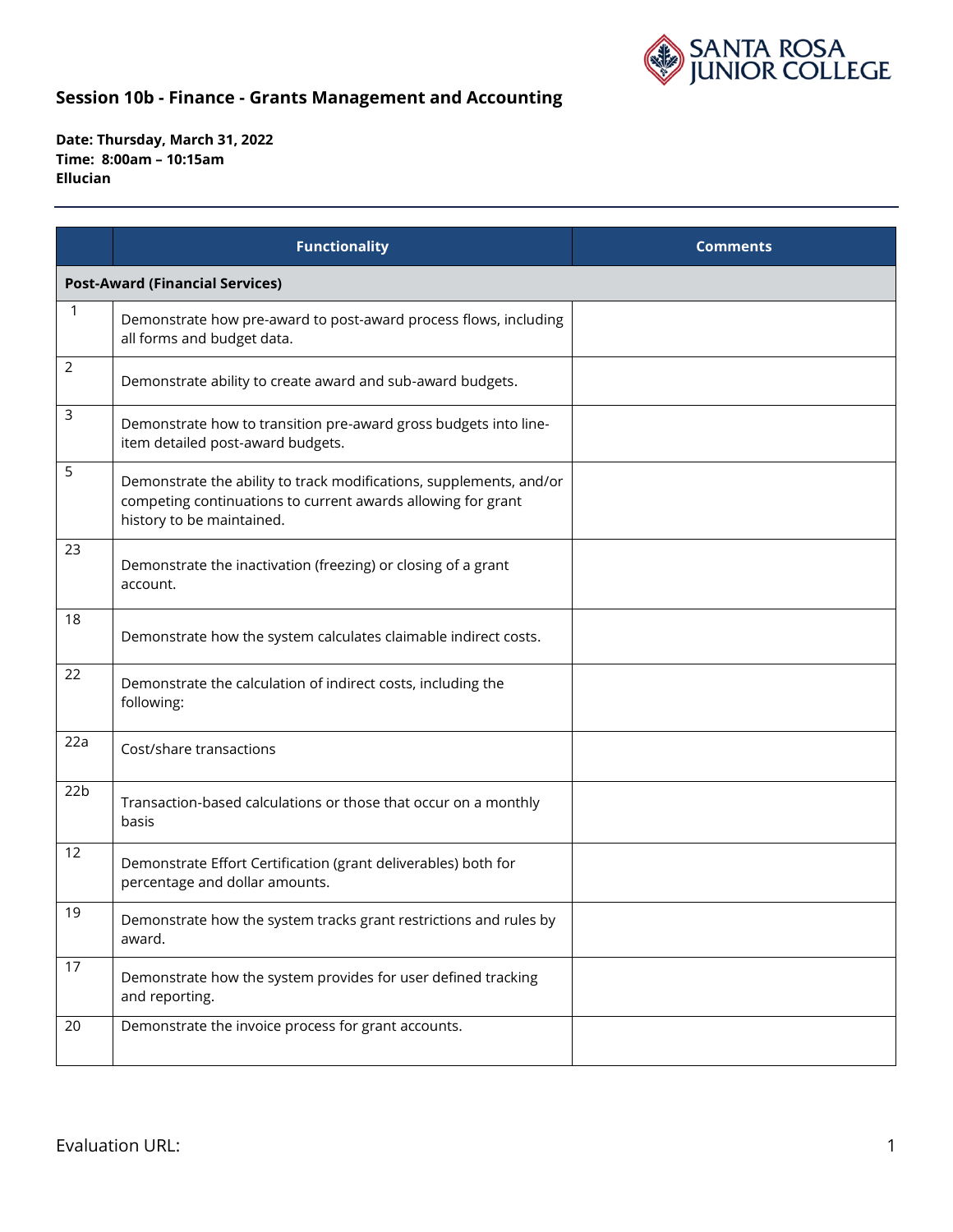## Session 10b - Finance - Grants Management and Accounting

**Date: Thursday, March 31, 2022**
**Time: 8:00am – 10:15am**
**Ellucian**

| | Functionality | Comments |
|---|---|---|
| **Post-Award (Financial Services)** | | |
| 1 | Demonstrate how pre-award to post-award process flows, including all forms and budget data. | |
| 2 | Demonstrate ability to create award and sub-award budgets. | |
| 3 | Demonstrate how to transition pre-award gross budgets into line-item detailed post-award budgets. | |
| 5 | Demonstrate the ability to track modifications, supplements, and/or competing continuations to current awards allowing for grant history to be maintained. | |
| 23 | Demonstrate the inactivation (freezing) or closing of a grant account. | |
| 18 | Demonstrate how the system calculates claimable indirect costs. | |
| 22 | Demonstrate the calculation of indirect costs, including the following: | |
| 22a | Cost/share transactions | |
| 22b | Transaction-based calculations or those that occur on a monthly basis | |
| 12 | Demonstrate Effort Certification (grant deliverables) both for percentage and dollar amounts. | |
| 19 | Demonstrate how the system tracks grant restrictions and rules by award. | |
| 17 | Demonstrate how the system provides for user defined tracking and reporting. | |
| 20 | Demonstrate the invoice process for grant accounts. | |

Evaluation URL: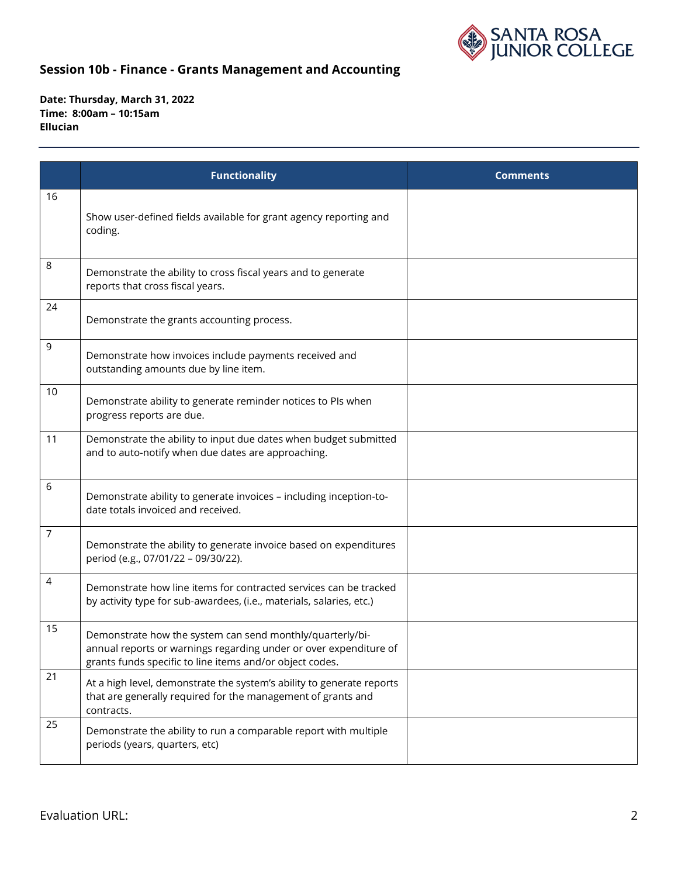## Session 10b - Finance - Grants Management and Accounting

**Date: Thursday, March 31, 2022**
**Time: 8:00am – 10:15am**
**Ellucian**

| | Functionality | Comments |
|---|---|---|
| 16 | Show user-defined fields available for grant agency reporting and coding. | |
| 8 | Demonstrate the ability to cross fiscal years and to generate reports that cross fiscal years. | |
| 24 | Demonstrate the grants accounting process. | |
| 9 | Demonstrate how invoices include payments received and outstanding amounts due by line item. | |
| 10 | Demonstrate ability to generate reminder notices to PIs when progress reports are due. | |
| 11 | Demonstrate the ability to input due dates when budget submitted and to auto-notify when due dates are approaching. | |
| 6 | Demonstrate ability to generate invoices – including inception-to-date totals invoiced and received. | |
| 7 | Demonstrate the ability to generate invoice based on expenditures period (e.g., 07/01/22 – 09/30/22). | |
| 4 | Demonstrate how line items for contracted services can be tracked by activity type for sub-awardees, (i.e., materials, salaries, etc.) | |
| 15 | Demonstrate how the system can send monthly/quarterly/bi-annual reports or warnings regarding under or over expenditure of grants funds specific to line items and/or object codes. | |
| 21 | At a high level, demonstrate the system's ability to generate reports that are generally required for the management of grants and contracts. | |
| 25 | Demonstrate the ability to run a comparable report with multiple periods (years, quarters, etc) | |

Evaluation URL: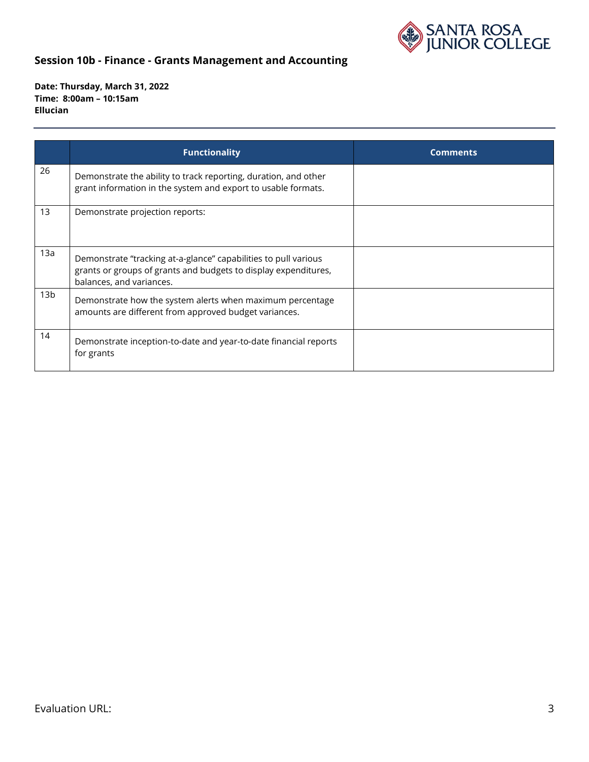## Session 10b - Finance - Grants Management and Accounting

**Date: Thursday, March 31, 2022**
**Time: 8:00am – 10:15am**
**Ellucian**

| | Functionality | Comments |
|---|---|---|
| 26 | Demonstrate the ability to track reporting, duration, and other grant information in the system and export to usable formats. | |
| 13 | Demonstrate projection reports: | |
| 13a | Demonstrate "tracking at-a-glance" capabilities to pull various grants or groups of grants and budgets to display expenditures, balances, and variances. | |
| 13b | Demonstrate how the system alerts when maximum percentage amounts are different from approved budget variances. | |
| 14 | Demonstrate inception-to-date and year-to-date financial reports for grants | |

Evaluation URL: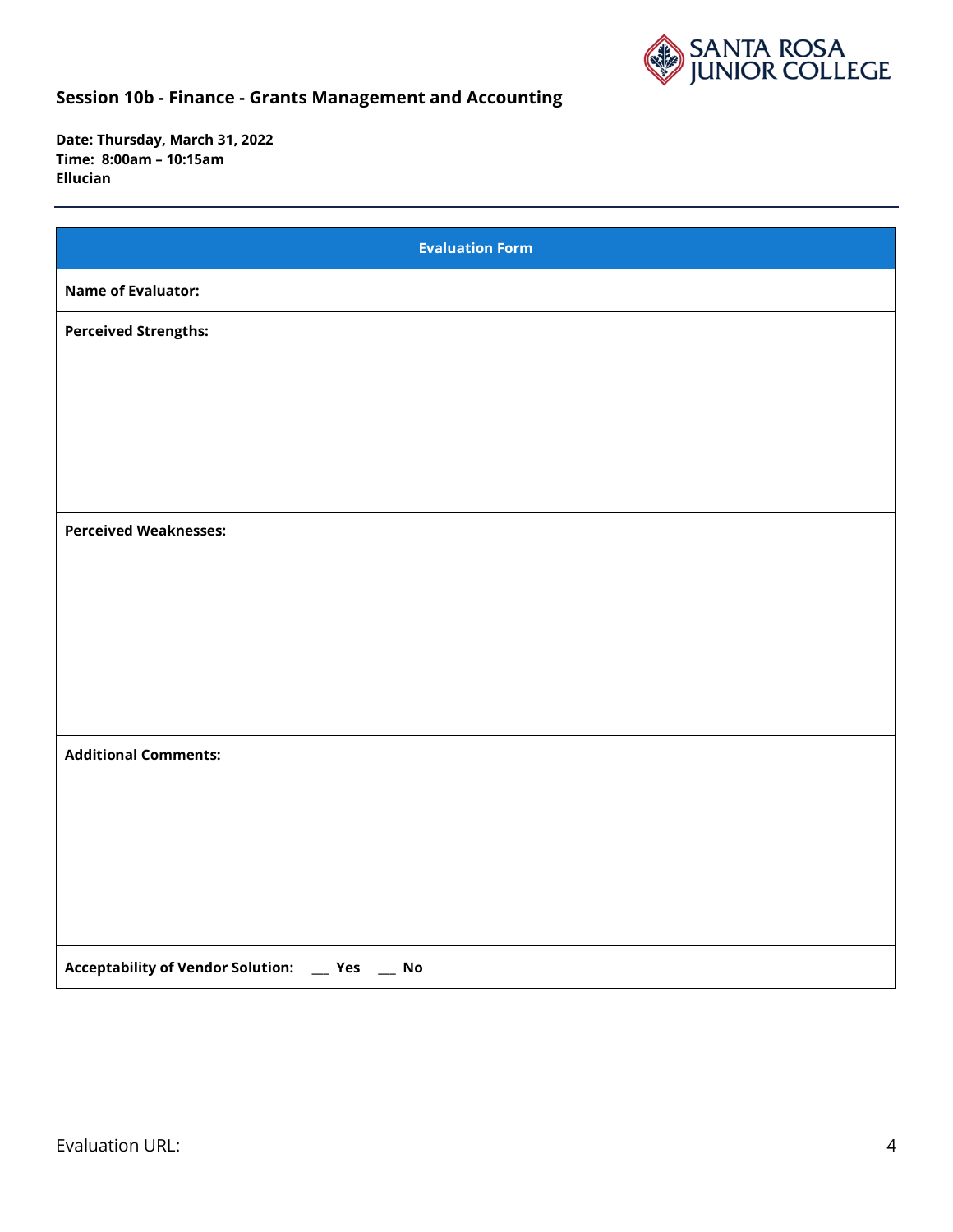## Session 10b - Finance - Grants Management and Accounting

**Date: Thursday, March 31, 2022**
**Time: 8:00am – 10:15am**
**Ellucian**

---

| **Evaluation Form** |
|---|
| **Name of Evaluator:** |
| **Perceived Strengths:** |
| **Perceived Weaknesses:** |
| **Additional Comments:** |
| **Acceptability of Vendor Solution:** ___ **Yes** ___ **No** |

Evaluation URL: